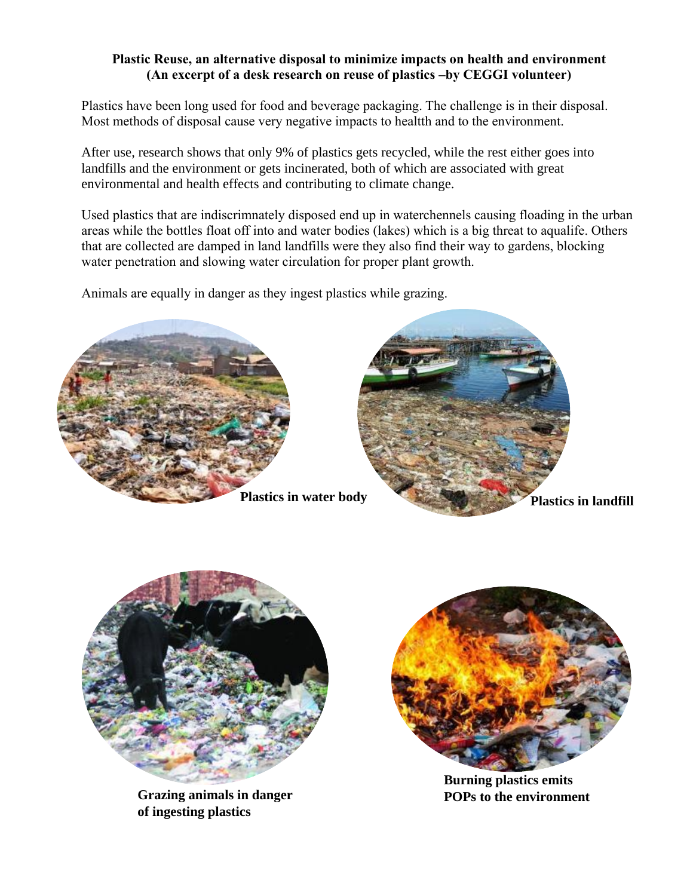**Plastic Reuse, an alternative disposal to minimize impacts on health and environment**
**(An excerpt of a desk research on reuse of plastics –by CEGGI volunteer)**

Plastics have been long used for food and beverage packaging. The challenge is in their disposal. Most methods of disposal cause very negative impacts to healtth and to the environment.

After use, research shows that only 9% of plastics gets recycled, while the rest either goes into landfills and the environment or gets incinerated, both of which are associated with great environmental and health effects and contributing to climate change.

Used plastics that are indiscrimnately disposed end up in waterchennels causing floading in the urban areas while the bottles float off into and water bodies (lakes) which is a big threat to aqualife. Others that are collected are damped in land landfills were they also find their way to gardens, blocking water penetration and slowing water circulation for proper plant growth.

Animals are equally in danger as they ingest plastics while grazing.

**Plastics in water body**

**Plastics in landfill**

**Grazing animals in danger of ingesting plastics**

**Burning plastics emits POPs to the environment**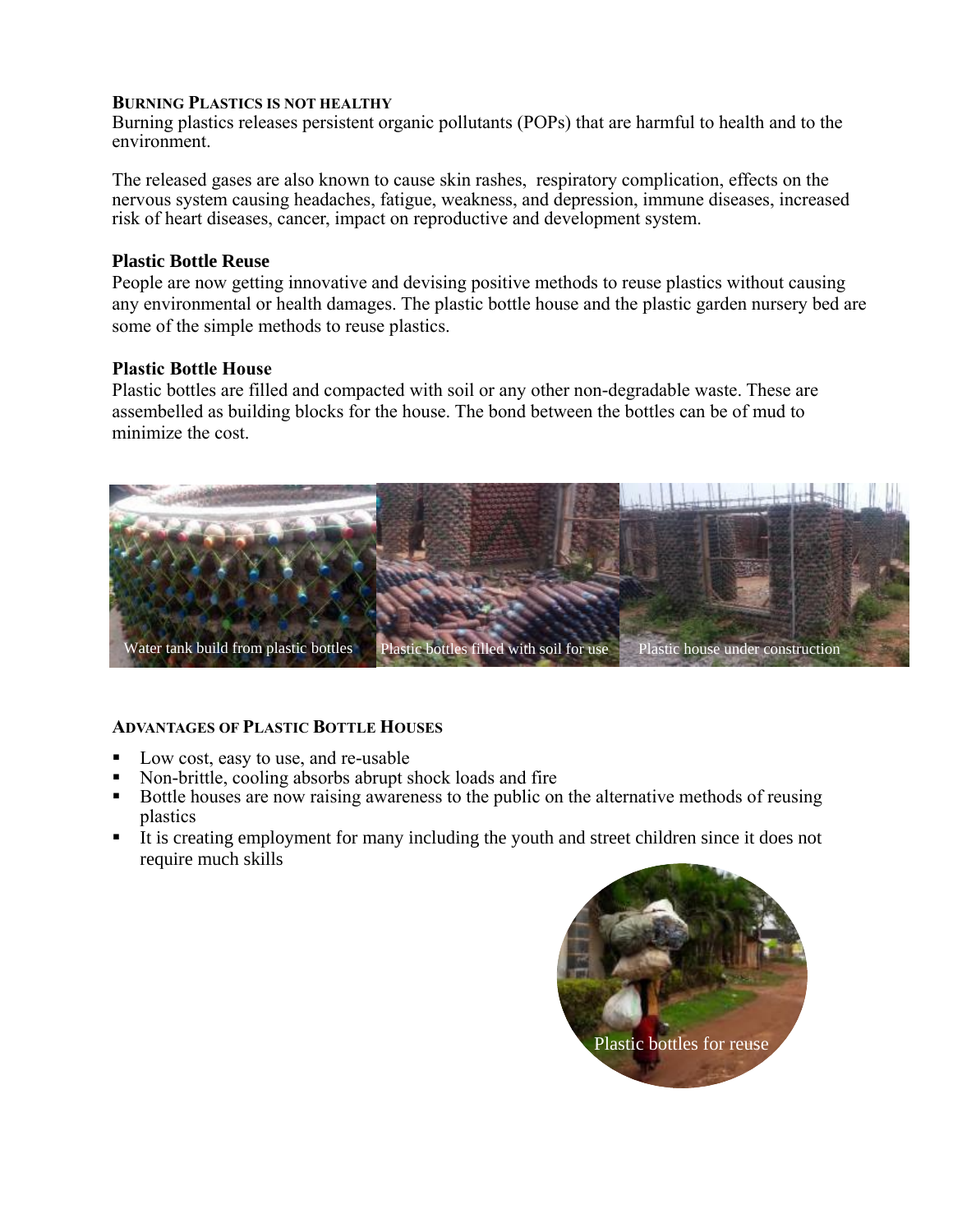**BURNING PLASTICS IS NOT HEALTHY**

Burning plastics releases persistent organic pollutants (POPs) that are harmful to health and to the environment.

The released gases are also known to cause skin rashes, respiratory complication, effects on the nervous system causing headaches, fatigue, weakness, and depression, immune diseases, increased risk of heart diseases, cancer, impact on reproductive and development system.

**Plastic Bottle Reuse**

People are now getting innovative and devising positive methods to reuse plastics without causing any environmental or health damages. The plastic bottle house and the plastic garden nursery bed are some of the simple methods to reuse plastics.

**Plastic Bottle House**

Plastic bottles are filled and compacted with soil or any other non-degradable waste. These are assembelled as building blocks for the house. The bond between the bottles can be of mud to minimize the cost.

Water tank build from plastic bottles

Plastic bottles filled with soil for use

Plastic house under construction

**ADVANTAGES OF PLASTIC BOTTLE HOUSES**

- Low cost, easy to use, and re-usable
- Non-brittle, cooling absorbs abrupt shock loads and fire
- Bottle houses are now raising awareness to the public on the alternative methods of reusing plastics
- It is creating employment for many including the youth and street children since it does not require much skills

Plastic bottles for reuse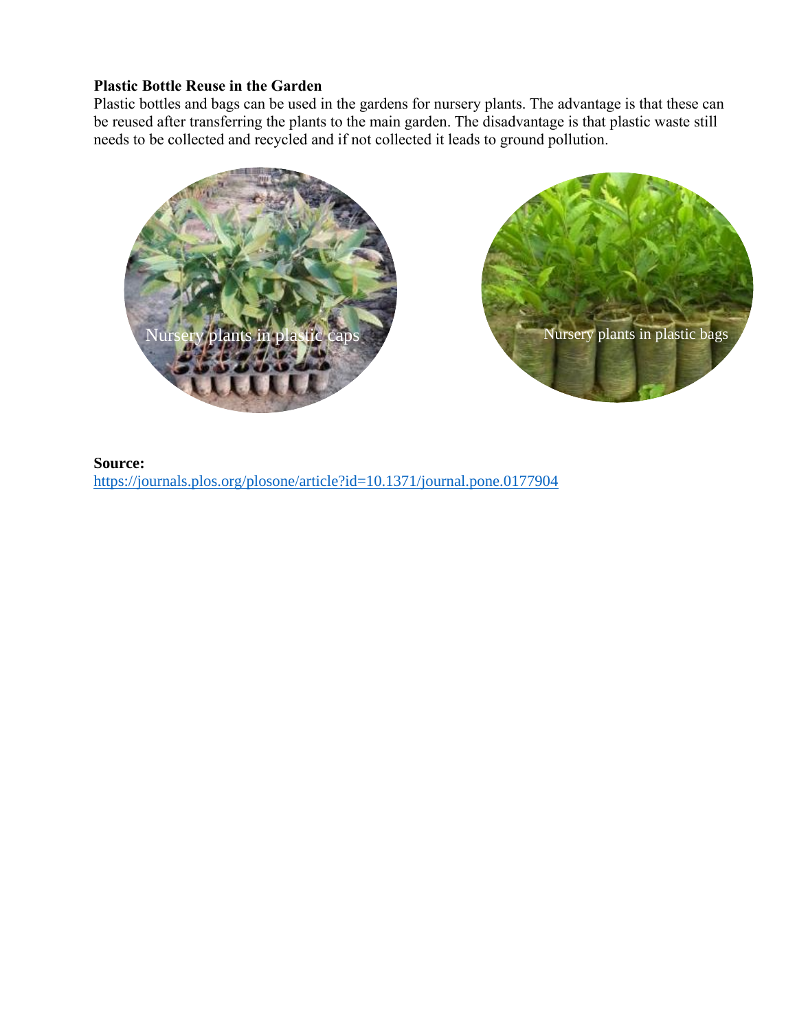**Plastic Bottle Reuse in the Garden**

Plastic bottles and bags can be used in the gardens for nursery plants. The advantage is that these can be reused after transferring the plants to the main garden. The disadvantage is that plastic waste still needs to be collected and recycled and if not collected it leads to ground pollution.

Nursery plants in plastic caps

Nursery plants in plastic bags

**Source:**
https://journals.plos.org/plosone/article?id=10.1371/journal.pone.0177904